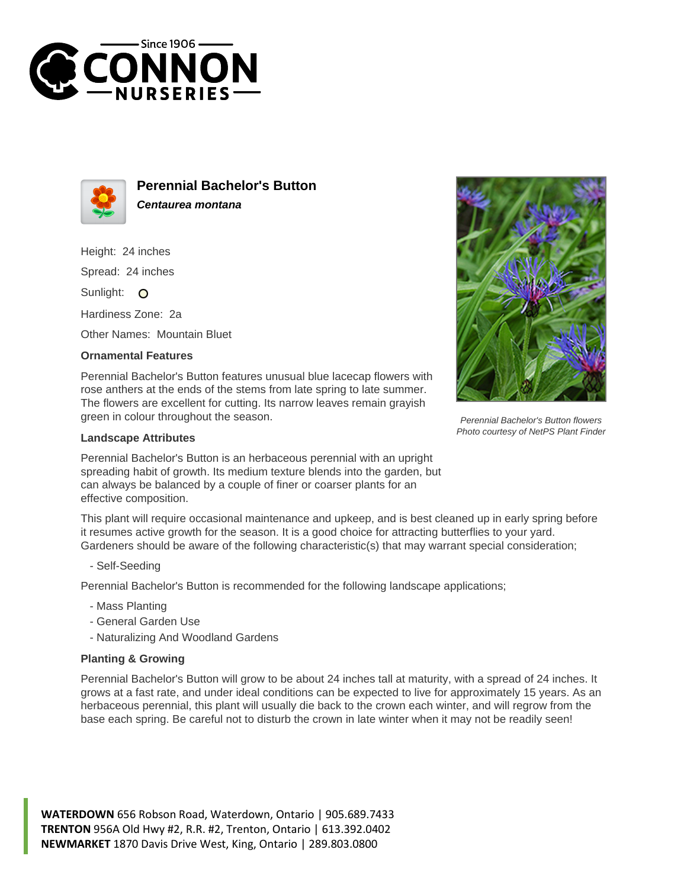**Since 1906**
# CONNON NURSERIES

## Perennial Bachelor's Button

***Centaurea montana***

Height: 24 inches

Spread: 24 inches

Sunlight:

Hardiness Zone: 2a

Other Names: Mountain Bluet

### Ornamental Features

Perennial Bachelor's Button features unusual blue lacecap flowers with rose anthers at the ends of the stems from late spring to late summer. The flowers are excellent for cutting. Its narrow leaves remain grayish green in colour throughout the season.

*Perennial Bachelor's Button flowers*
*Photo courtesy of NetPS Plant Finder*

### Landscape Attributes

Perennial Bachelor's Button is an herbaceous perennial with an upright spreading habit of growth. Its medium texture blends into the garden, but can always be balanced by a couple of finer or coarser plants for an effective composition.

This plant will require occasional maintenance and upkeep, and is best cleaned up in early spring before it resumes active growth for the season. It is a good choice for attracting butterflies to your yard. Gardeners should be aware of the following characteristic(s) that may warrant special consideration;

- Self-Seeding

Perennial Bachelor's Button is recommended for the following landscape applications;

- Mass Planting
- General Garden Use
- Naturalizing And Woodland Gardens

### Planting & Growing

Perennial Bachelor's Button will grow to be about 24 inches tall at maturity, with a spread of 24 inches. It grows at a fast rate, and under ideal conditions can be expected to live for approximately 15 years. As an herbaceous perennial, this plant will usually die back to the crown each winter, and will regrow from the base each spring. Be careful not to disturb the crown in late winter when it may not be readily seen!

**WATERDOWN** 656 Robson Road, Waterdown, Ontario | 905.689.7433
**TRENTON** 956A Old Hwy #2, R.R. #2, Trenton, Ontario | 613.392.0402
**NEWMARKET** 1870 Davis Drive West, King, Ontario | 289.803.0800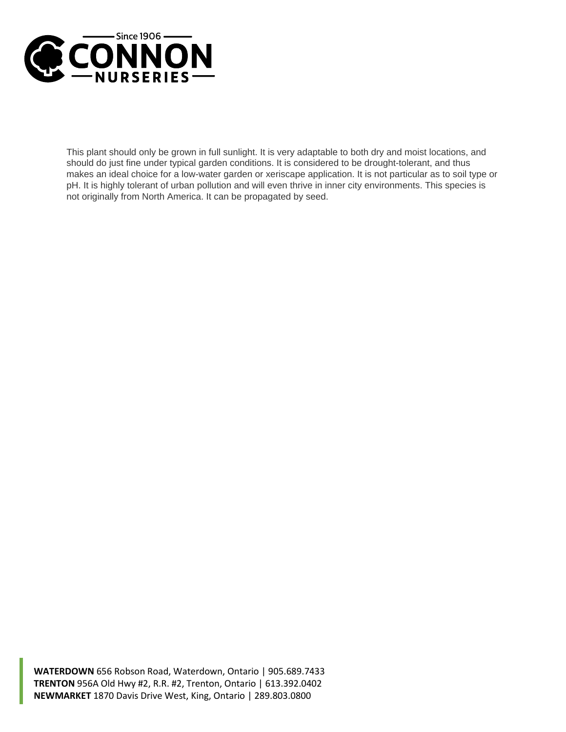This plant should only be grown in full sunlight. It is very adaptable to both dry and moist locations, and should do just fine under typical garden conditions. It is considered to be drought-tolerant, and thus makes an ideal choice for a low-water garden or xeriscape application. It is not particular as to soil type or pH. It is highly tolerant of urban pollution and will even thrive in inner city environments. This species is not originally from North America. It can be propagated by seed.